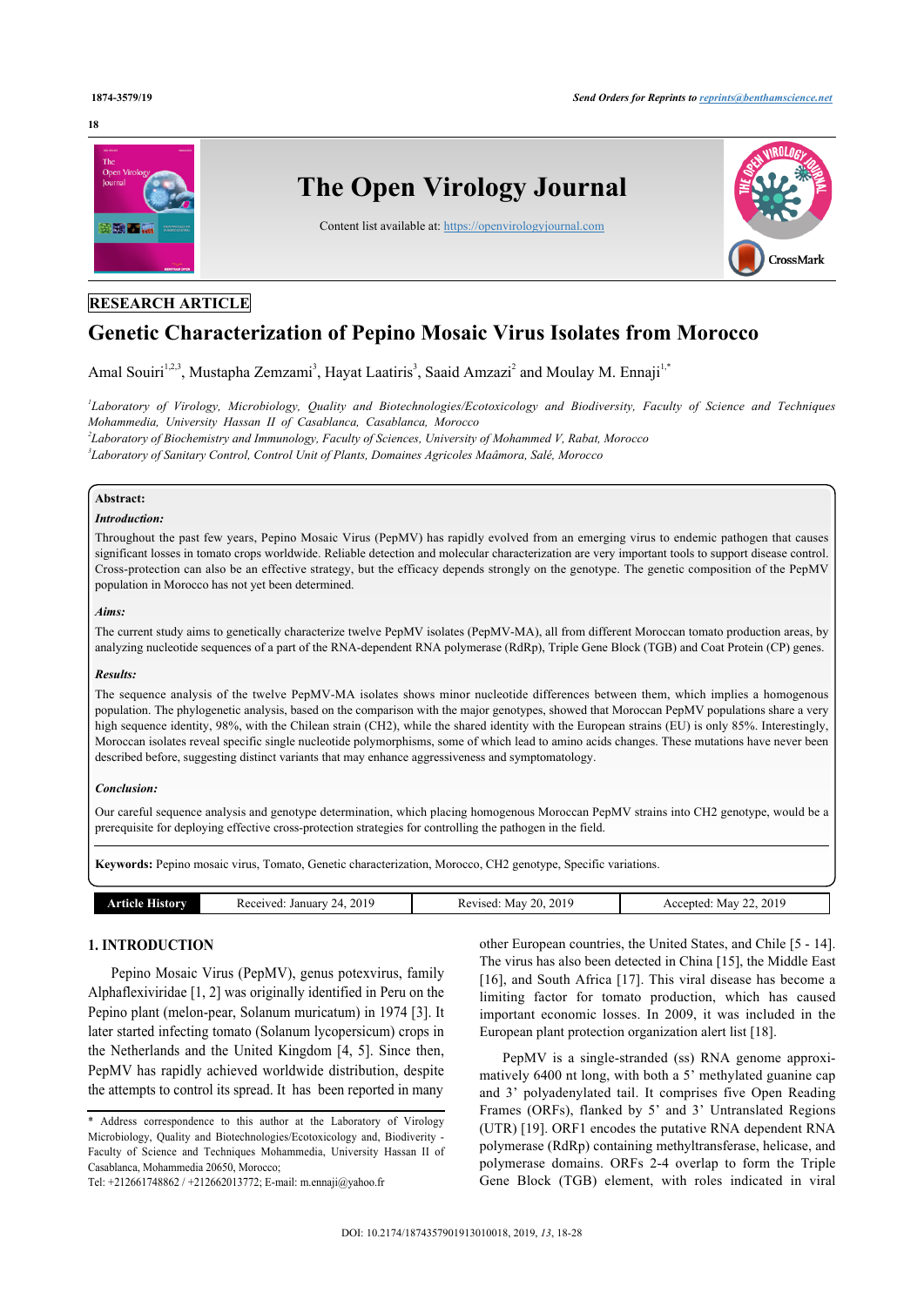RESEARCH ARTICLE

# Genetic Characterization of Pepino Mosaic Virus Isolates from Morocco

Amal Souiri[1,2,3], Mustapha Zemzami[3], Hayat Laatiris[3], Saaid Amzazi[2] and Moulay M. Ennaji[1,*]

[1]*Laboratory of Virology, Microbiology, Quality and Biotechnologies/Ecotoxicology and Biodiversity, Faculty of Science and Techniques Mohammedia, University Hassan II of Casablanca, Casablanca, Morocco*
[2]*Laboratory of Biochemistry and Immunology, Faculty of Sciences, University of Mohammed V, Rabat, Morocco*
[3]*Laboratory of Sanitary Control, Control Unit of Plants, Domaines Agricoles Maâmora, Salé, Morocco*

**Abstract:**

***Introduction:***

Throughout the past few years, Pepino Mosaic Virus (PepMV) has rapidly evolved from an emerging virus to endemic pathogen that causes significant losses in tomato crops worldwide. Reliable detection and molecular characterization are very important tools to support disease control. Cross-protection can also be an effective strategy, but the efficacy depends strongly on the genotype. The genetic composition of the PepMV population in Morocco has not yet been determined.

***Aims:***

The current study aims to genetically characterize twelve PepMV isolates (PepMV-MA), all from different Moroccan tomato production areas, by analyzing nucleotide sequences of a part of the RNA-dependent RNA polymerase (RdRp), Triple Gene Block (TGB) and Coat Protein (CP) genes.

***Results:***

The sequence analysis of the twelve PepMV-MA isolates shows minor nucleotide differences between them, which implies a homogenous population. The phylogenetic analysis, based on the comparison with the major genotypes, showed that Moroccan PepMV populations share a very high sequence identity, 98%, with the Chilean strain (CH2), while the shared identity with the European strains (EU) is only 85%. Interestingly, Moroccan isolates reveal specific single nucleotide polymorphisms, some of which lead to amino acids changes. These mutations have never been described before, suggesting distinct variants that may enhance aggressiveness and symptomatology.

***Conclusion:***

Our careful sequence analysis and genotype determination, which placing homogenous Moroccan PepMV strains into CH2 genotype, would be a prerequisite for deploying effective cross-protection strategies for controlling the pathogen in the field.

**Keywords:** Pepino mosaic virus, Tomato, Genetic characterization, Morocco, CH2 genotype, Specific variations.

| Article History | Received: January 24, 2019 | Revised: May 20, 2019 | Accepted: May 22, 2019 |
|---|---|---|---|

## 1. INTRODUCTION

Pepino Mosaic Virus (PepMV), genus potexvirus, family Alphaflexiviridae [1, 2] was originally identified in Peru on the Pepino plant (melon-pear, Solanum muricatum) in 1974 [3]. It later started infecting tomato (Solanum lycopersicum) crops in the Netherlands and the United Kingdom [4, 5]. Since then, PepMV has rapidly achieved worldwide distribution, despite the attempts to control its spread. It has been reported in many other European countries, the United States, and Chile [5 - 14]. The virus has also been detected in China [15], the Middle East [16], and South Africa [17]. This viral disease has become a limiting factor for tomato production, which has caused important economic losses. In 2009, it was included in the European plant protection organization alert list [18].

PepMV is a single-stranded (ss) RNA genome approximatively 6400 nt long, with both a 5' methylated guanine cap and 3' polyadenylated tail. It comprises five Open Reading Frames (ORFs), flanked by 5' and 3' Untranslated Regions (UTR) [19]. ORF1 encodes the putative RNA dependent RNA polymerase (RdRp) containing methyltransferase, helicase, and polymerase domains. ORFs 2-4 overlap to form the Triple Gene Block (TGB) element, with roles indicated in viral

\* Address correspondence to this author at the Laboratory of Virology Microbiology, Quality and Biotechnologies/Ecotoxicology and, Biodiverity - Faculty of Science and Techniques Mohammedia, University Hassan II of Casablanca, Mohammedia 20650, Morocco;
Tel: +212661748862 / +212662013772; E-mail: m.ennaji@yahoo.fr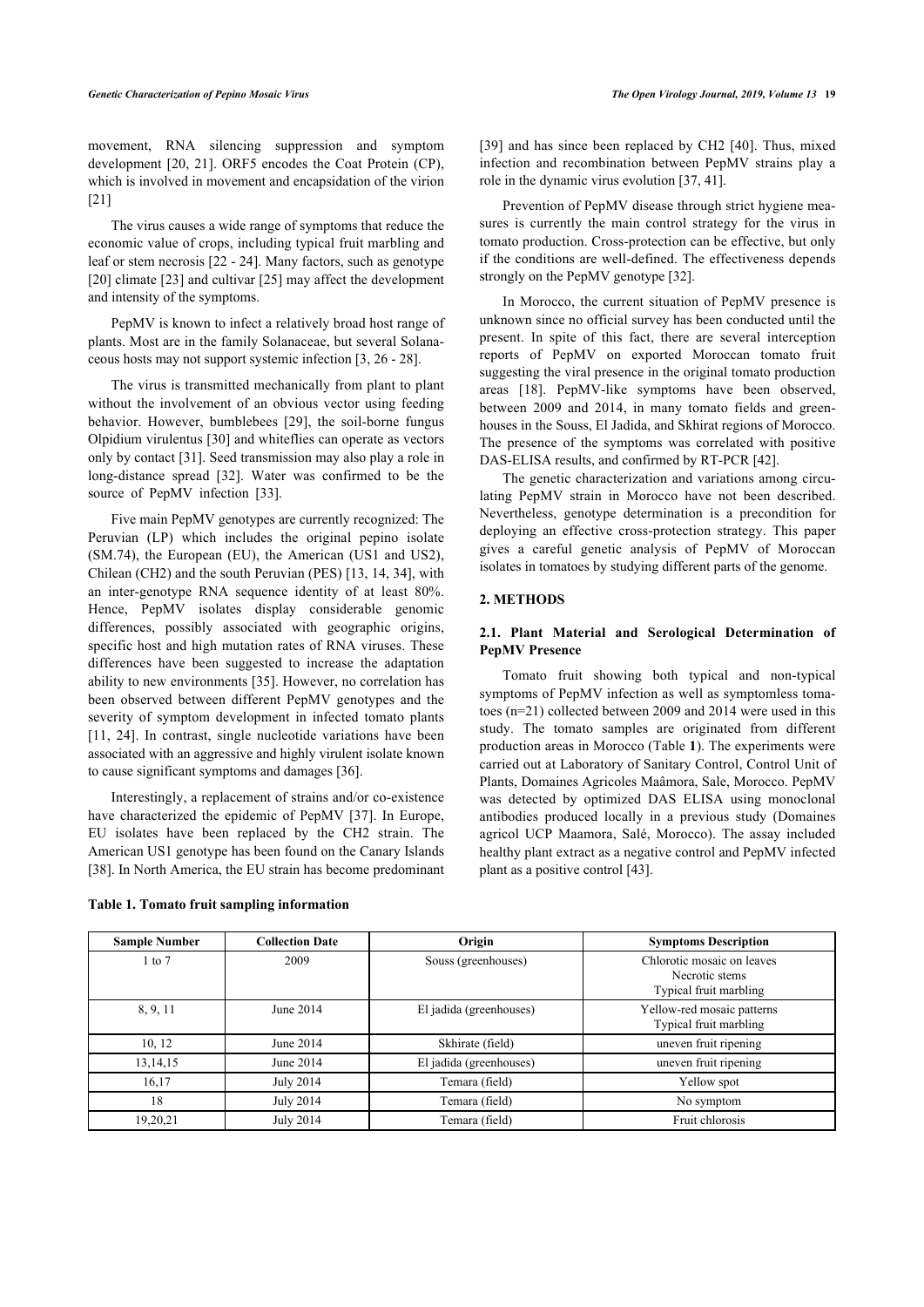movement, RNA silencing suppression and symptom development [20, 21]. ORF5 encodes the Coat Protein (CP), which is involved in movement and encapsidation of the virion [21]

The virus causes a wide range of symptoms that reduce the economic value of crops, including typical fruit marbling and leaf or stem necrosis [22 - 24]. Many factors, such as genotype [20] climate [23] and cultivar [25] may affect the development and intensity of the symptoms.

PepMV is known to infect a relatively broad host range of plants. Most are in the family Solanaceae, but several Solanaceous hosts may not support systemic infection [3, 26 - 28].

The virus is transmitted mechanically from plant to plant without the involvement of an obvious vector using feeding behavior. However, bumblebees [29], the soil-borne fungus Olpidium virulentus [30] and whiteflies can operate as vectors only by contact [31]. Seed transmission may also play a role in long-distance spread [32]. Water was confirmed to be the source of PepMV infection [33].

Five main PepMV genotypes are currently recognized: The Peruvian (LP) which includes the original pepino isolate (SM.74), the European (EU), the American (US1 and US2), Chilean (CH2) and the south Peruvian (PES) [13, 14, 34], with an inter-genotype RNA sequence identity of at least 80%. Hence, PepMV isolates display considerable genomic differences, possibly associated with geographic origins, specific host and high mutation rates of RNA viruses. These differences have been suggested to increase the adaptation ability to new environments [35]. However, no correlation has been observed between different PepMV genotypes and the severity of symptom development in infected tomato plants [11, 24]. In contrast, single nucleotide variations have been associated with an aggressive and highly virulent isolate known to cause significant symptoms and damages [36].

Interestingly, a replacement of strains and/or co-existence have characterized the epidemic of PepMV [37]. In Europe, EU isolates have been replaced by the CH2 strain. The American US1 genotype has been found on the Canary Islands [38]. In North America, the EU strain has become predominant [39] and has since been replaced by CH2 [40]. Thus, mixed infection and recombination between PepMV strains play a role in the dynamic virus evolution [37, 41].

Prevention of PepMV disease through strict hygiene measures is currently the main control strategy for the virus in tomato production. Cross-protection can be effective, but only if the conditions are well-defined. The effectiveness depends strongly on the PepMV genotype [32].

In Morocco, the current situation of PepMV presence is unknown since no official survey has been conducted until the present. In spite of this fact, there are several interception reports of PepMV on exported Moroccan tomato fruit suggesting the viral presence in the original tomato production areas [18]. PepMV-like symptoms have been observed, between 2009 and 2014, in many tomato fields and greenhouses in the Souss, El Jadida, and Skhirat regions of Morocco. The presence of the symptoms was correlated with positive DAS-ELISA results, and confirmed by RT-PCR [42].

The genetic characterization and variations among circulating PepMV strain in Morocco have not been described. Nevertheless, genotype determination is a precondition for deploying an effective cross-protection strategy. This paper gives a careful genetic analysis of PepMV of Moroccan isolates in tomatoes by studying different parts of the genome.

## 2. METHODS

### 2.1. Plant Material and Serological Determination of PepMV Presence

Tomato fruit showing both typical and non-typical symptoms of PepMV infection as well as symptomless tomatoes (n=21) collected between 2009 and 2014 were used in this study. The tomato samples are originated from different production areas in Morocco (Table **1**). The experiments were carried out at Laboratory of Sanitary Control, Control Unit of Plants, Domaines Agricoles Maâmora, Sale, Morocco. PepMV was detected by optimized DAS ELISA using monoclonal antibodies produced locally in a previous study (Domaines agricol UCP Maamora, Salé, Morocco). The assay included healthy plant extract as a negative control and PepMV infected plant as a positive control [43].

**Table 1. Tomato fruit sampling information**

| Sample Number | Collection Date | Origin | Symptoms Description |
|---|---|---|---|
| 1 to 7 | 2009 | Souss (greenhouses) | Chlorotic mosaic on leaves<br>Necrotic stems<br>Typical fruit marbling |
| 8, 9, 11 | June 2014 | El jadida (greenhouses) | Yellow-red mosaic patterns<br>Typical fruit marbling |
| 10, 12 | June 2014 | Skhirate (field) | uneven fruit ripening |
| 13,14,15 | June 2014 | El jadida (greenhouses) | uneven fruit ripening |
| 16,17 | July 2014 | Temara (field) | Yellow spot |
| 18 | July 2014 | Temara (field) | No symptom |
| 19,20,21 | July 2014 | Temara (field) | Fruit chlorosis |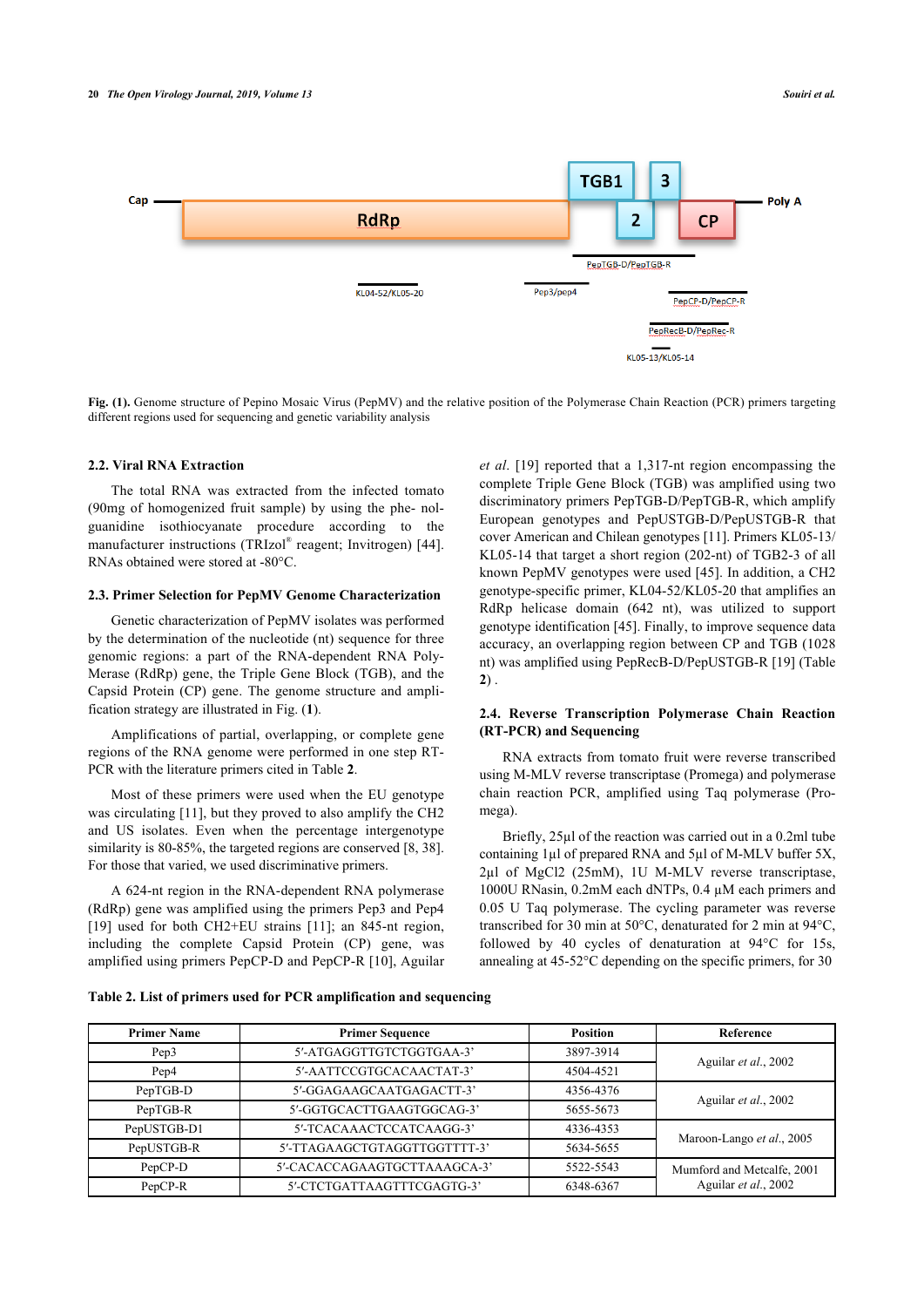Fig. (1). Genome structure of Pepino Mosaic Virus (PepMV) and the relative position of the Polymerase Chain Reaction (PCR) primers targeting different regions used for sequencing and genetic variability analysis

### 2.2. Viral RNA Extraction

The total RNA was extracted from the infected tomato (90mg of homogenized fruit sample) by using the phe- nol-guanidine isothiocyanate procedure according to the manufacturer instructions (TRIzol® reagent; Invitrogen) [44]. RNAs obtained were stored at -80°C.

### 2.3. Primer Selection for PepMV Genome Characterization

Genetic characterization of PepMV isolates was performed by the determination of the nucleotide (nt) sequence for three genomic regions: a part of the RNA-dependent RNA Poly-Merase (RdRp) gene, the Triple Gene Block (TGB), and the Capsid Protein (CP) gene. The genome structure and ampli-fication strategy are illustrated in Fig. (**1**).

Amplifications of partial, overlapping, or complete gene regions of the RNA genome were performed in one step RT-PCR with the literature primers cited in Table **2**.

Most of these primers were used when the EU genotype was circulating [11], but they proved to also amplify the CH2 and US isolates. Even when the percentage intergenotype similarity is 80-85%, the targeted regions are conserved [8, 38]. For those that varied, we used discriminative primers.

A 624-nt region in the RNA-dependent RNA polymerase (RdRp) gene was amplified using the primers Pep3 and Pep4 [19] used for both CH2+EU strains [11]; an 845-nt region, including the complete Capsid Protein (CP) gene, was amplified using primers PepCP-D and PepCP-R [10], Aguilar *et al*. [19] reported that a 1,317-nt region encompassing the complete Triple Gene Block (TGB) was amplified using two discriminatory primers PepTGB-D/PepTGB-R, which amplify European genotypes and PepUSTGB-D/PepUSTGB-R that cover American and Chilean genotypes [11]. Primers KL05-13/KL05-14 that target a short region (202-nt) of TGB2-3 of all known PepMV genotypes were used [45]. In addition, a CH2 genotype-specific primer, KL04-52/KL05-20 that amplifies an RdRp helicase domain (642 nt), was utilized to support genotype identification [45]. Finally, to improve sequence data accuracy, an overlapping region between CP and TGB (1028 nt) was amplified using PepRecB-D/PepUSTGB-R [19] (Table **2**) .

### 2.4. Reverse Transcription Polymerase Chain Reaction (RT-PCR) and Sequencing

RNA extracts from tomato fruit were reverse transcribed using M-MLV reverse transcriptase (Promega) and polymerase chain reaction PCR, amplified using Taq polymerase (Pro-mega).

Briefly, 25µl of the reaction was carried out in a 0.2ml tube containing 1µl of prepared RNA and 5µl of M-MLV buffer 5X, 2µl of $MgCl_2$ (25mM), 1U M-MLV reverse transcriptase, 1000U RNasin, 0.2mM each dNTPs, 0.4 µM each primers and 0.05 U Taq polymerase. The cycling parameter was reverse transcribed for 30 min at 50°C, denatured for 2 min at 94°C, followed by 40 cycles of denaturation at 94°C for 15s, annealing at 45-52°C depending on the specific primers, for 30

**Table 2. List of primers used for PCR amplification and sequencing**

| Primer Name | Primer Sequence | Position | Reference |
|---|---|---|---|
| Pep3 | 5′-ATGAGGTTGTCTGGTGAA-3' | 3897-3914 | Aguilar *et al*., 2002 |
| Pep4 | 5′-AATTCCGTGCACAACTAT-3' | 4504-4521 | |
| PepTGB-D | 5′-GGAGAAGCAATGAGACTT-3' | 4356-4376 | Aguilar *et al*., 2002 |
| PepTGB-R | 5′-GGTGCACTTGAAGTGGCAG-3' | 5655-5673 | |
| PepUSTGB-D1 | 5′-TCACAAACTCCATCAAGG-3' | 4336-4353 | Maroon-Lango *et al*., 2005 |
| PepUSTGB-R | 5′-TTAGAAGCTGTAGGTTGGTTTT-3' | 5634-5655 | |
| PepCP-D | 5′-CACACCAGAAGTGCTTAAAGCA-3' | 5522-5543 | Mumford and Metcalfe, 2001 Aguilar *et al*., 2002 |
| PepCP-R | 5′-CTCTGATTAAGTTTCGAGTG-3' | 6348-6367 | |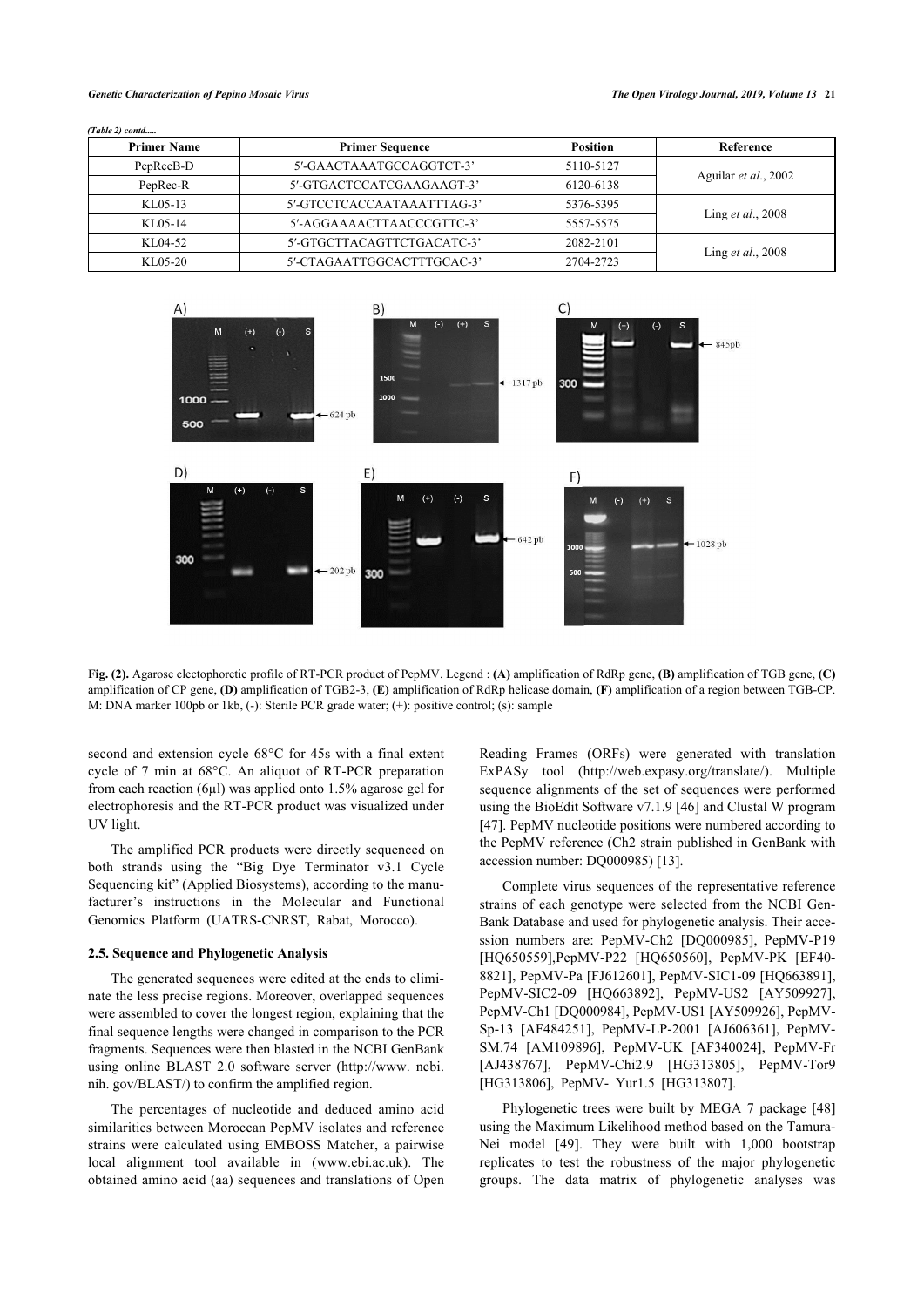*(Table 2) contd.....*

| Primer Name | Primer Sequence | Position | Reference |
|---|---|---|---|
| PepRecB-D | 5′-GAACTAAATGCCAGGTCT-3’ | 5110-5127 | Aguilar *et al*., 2002 |
| PepRec-R | 5′-GTGACTCCATCGAAGAAGT-3’ | 6120-6138 | |
| KL05-13 | 5′-GTCCTCACCAATAAATTTAG-3’ | 5376-5395 | Ling *et al*., 2008 |
| KL05-14 | 5′-AGGAAAACTTAACCCGTTC-3’ | 5557-5575 | |
| KL04-52 | 5′-GTGCTTACAGTTCTGACATC-3’ | 2082-2101 | Ling *et al*., 2008 |
| KL05-20 | 5′-CTAGAATTGGCACTTTGCAC-3’ | 2704-2723 | |

**Fig. (2).** Agarose electophoretic profile of RT-PCR product of PepMV. Legend : **(A)** amplification of RdRp gene, **(B)** amplification of TGB gene, **(C)** amplification of CP gene, **(D)** amplification of TGB2-3, **(E)** amplification of RdRp helicase domain, **(F)** amplification of a region between TGB-CP. M: DNA marker 100pb or 1kb, (-): Sterile PCR grade water; (+): positive control; (s): sample

second and extension cycle 68°C for 45s with a final extent cycle of 7 min at 68°C. An aliquot of RT-PCR preparation from each reaction (6µl) was applied onto 1.5% agarose gel for electrophoresis and the RT-PCR product was visualized under UV light.

The amplified PCR products were directly sequenced on both strands using the "Big Dye Terminator v3.1 Cycle Sequencing kit" (Applied Biosystems), according to the manufacturer's instructions in the Molecular and Functional Genomics Platform (UATRS-CNRST, Rabat, Morocco).

### 2.5. Sequence and Phylogenetic Analysis

The generated sequences were edited at the ends to eliminate the less precise regions. Moreover, overlapped sequences were assembled to cover the longest region, explaining that the final sequence lengths were changed in comparison to the PCR fragments. Sequences were then blasted in the NCBI GenBank using online BLAST 2.0 software server (http://www. ncbi. nih. gov/BLAST/) to confirm the amplified region.

The percentages of nucleotide and deduced amino acid similarities between Moroccan PepMV isolates and reference strains were calculated using EMBOSS Matcher, a pairwise local alignment tool available in (www.ebi.ac.uk). The obtained amino acid (aa) sequences and translations of Open Reading Frames (ORFs) were generated with translation ExPASy tool (http://web.expasy.org/translate/). Multiple sequence alignments of the set of sequences were performed using the BioEdit Software v7.1.9 [46] and Clustal W program [47]. PepMV nucleotide positions were numbered according to the PepMV reference (Ch2 strain published in GenBank with accession number: DQ000985) [13].

Complete virus sequences of the representative reference strains of each genotype were selected from the NCBI GenBank Database and used for phylogenetic analysis. Their accession numbers are: PepMV-Ch2 [DQ000985], PepMV-P19 [HQ650559],PepMV-P22 [HQ650560], PepMV-PK [EF408821], PepMV-Pa [FJ612601], PepMV-SIC1-09 [HQ663891], PepMV-SIC2-09 [HQ663892], PepMV-US2 [AY509927], PepMV-Ch1 [DQ000984], PepMV-US1 [AY509926], PepMV-Sp-13 [AF484251], PepMV-LP-2001 [AJ606361], PepMV-SM.74 [AM109896], PepMV-UK [AF340024], PepMV-Fr [AJ438767], PepMV-Chi2.9 [HG313805], PepMV-Tor9 [HG313806], PepMV- Yur1.5 [HG313807].

Phylogenetic trees were built by MEGA 7 package [48] using the Maximum Likelihood method based on the Tamura-Nei model [49]. They were built with 1,000 bootstrap replicates to test the robustness of the major phylogenetic groups. The data matrix of phylogenetic analyses was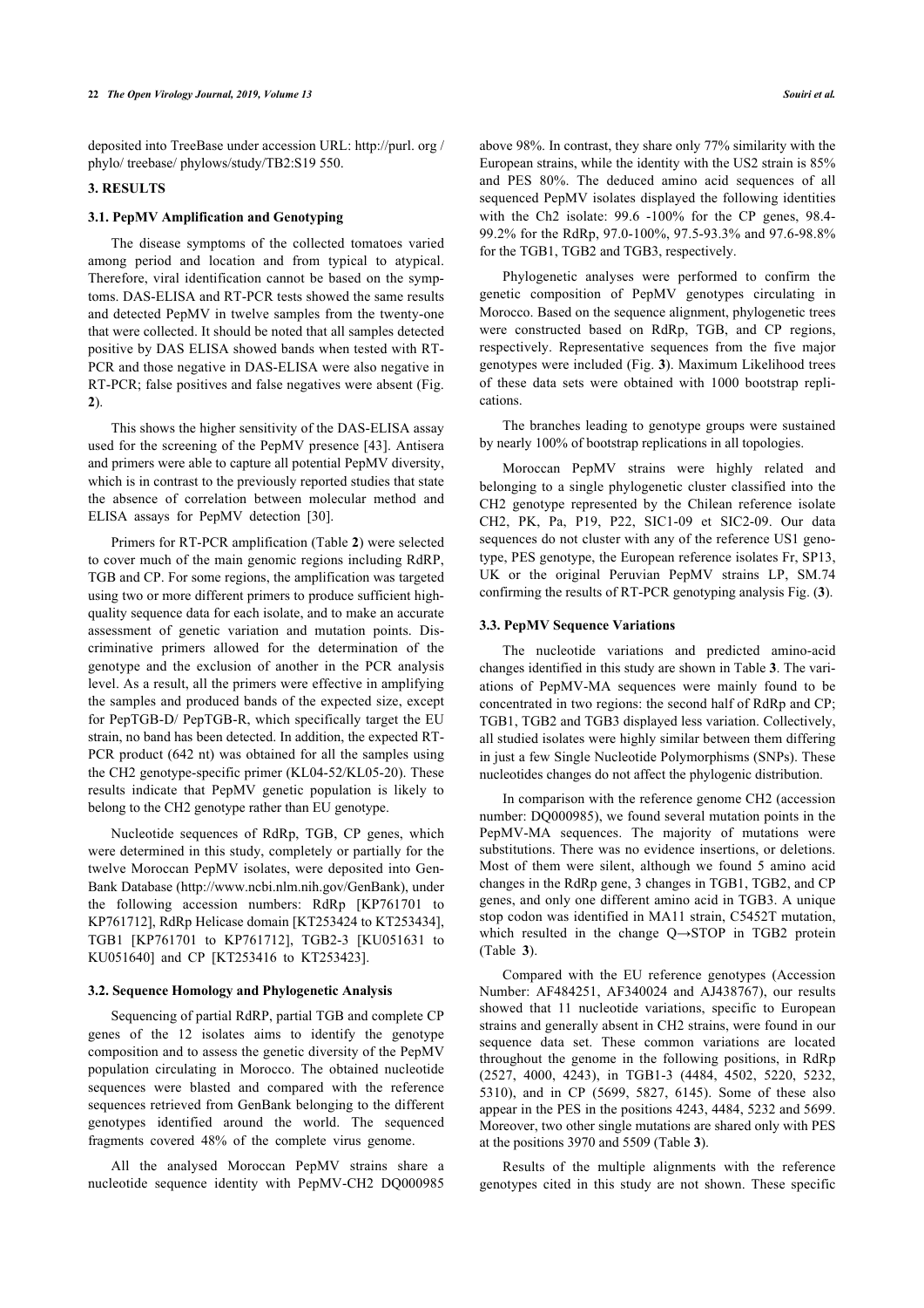deposited into TreeBase under accession URL: http://purl. org / phylo/ treebase/ phylows/study/TB2:S19 550.

## 3. RESULTS

### 3.1. PepMV Amplification and Genotyping

The disease symptoms of the collected tomatoes varied among period and location and from typical to atypical. Therefore, viral identification cannot be based on the symptoms. DAS-ELISA and RT-PCR tests showed the same results and detected PepMV in twelve samples from the twenty-one that were collected. It should be noted that all samples detected positive by DAS ELISA showed bands when tested with RT-PCR and those negative in DAS-ELISA were also negative in RT-PCR; false positives and false negatives were absent (Fig. **2**).

This shows the higher sensitivity of the DAS-ELISA assay used for the screening of the PepMV presence [43]. Antisera and primers were able to capture all potential PepMV diversity, which is in contrast to the previously reported studies that state the absence of correlation between molecular method and ELISA assays for PepMV detection [30].

Primers for RT-PCR amplification (Table **2**) were selected to cover much of the main genomic regions including RdRP, TGB and CP. For some regions, the amplification was targeted using two or more different primers to produce sufficient high-quality sequence data for each isolate, and to make an accurate assessment of genetic variation and mutation points. Discriminative primers allowed for the determination of the genotype and the exclusion of another in the PCR analysis level. As a result, all the primers were effective in amplifying the samples and produced bands of the expected size, except for PepTGB-D/ PepTGB-R, which specifically target the EU strain, no band has been detected. In addition, the expected RT-PCR product (642 nt) was obtained for all the samples using the CH2 genotype-specific primer (KL04-52/KL05-20). These results indicate that PepMV genetic population is likely to belong to the CH2 genotype rather than EU genotype.

Nucleotide sequences of RdRp, TGB, CP genes, which were determined in this study, completely or partially for the twelve Moroccan PepMV isolates, were deposited into GenBank Database (http://www.ncbi.nlm.nih.gov/GenBank), under the following accession numbers: RdRp [KP761701 to KP761712], RdRp Helicase domain [KT253424 to KT253434], TGB1 [KP761701 to KP761712], TGB2-3 [KU051631 to KU051640] and CP [KT253416 to KT253423].

### 3.2. Sequence Homology and Phylogenetic Analysis

Sequencing of partial RdRP, partial TGB and complete CP genes of the 12 isolates aims to identify the genotype composition and to assess the genetic diversity of the PepMV population circulating in Morocco. The obtained nucleotide sequences were blasted and compared with the reference sequences retrieved from GenBank belonging to the different genotypes identified around the world. The sequenced fragments covered 48% of the complete virus genome.

All the analysed Moroccan PepMV strains share a nucleotide sequence identity with PepMV-CH2 DQ000985 above 98%. In contrast, they share only 77% similarity with the European strains, while the identity with the US2 strain is 85% and PES 80%. The deduced amino acid sequences of all sequenced PepMV isolates displayed the following identities with the Ch2 isolate: 99.6 -100% for the CP genes, 98.4-99.2% for the RdRp, 97.0-100%, 97.5-93.3% and 97.6-98.8% for the TGB1, TGB2 and TGB3, respectively.

Phylogenetic analyses were performed to confirm the genetic composition of PepMV genotypes circulating in Morocco. Based on the sequence alignment, phylogenetic trees were constructed based on RdRp, TGB, and CP regions, respectively. Representative sequences from the five major genotypes were included (Fig. **3**). Maximum Likelihood trees of these data sets were obtained with 1000 bootstrap replications.

The branches leading to genotype groups were sustained by nearly 100% of bootstrap replications in all topologies.

Moroccan PepMV strains were highly related and belonging to a single phylogenetic cluster classified into the CH2 genotype represented by the Chilean reference isolate CH2, PK, Pa, P19, P22, SIC1-09 et SIC2-09. Our data sequences do not cluster with any of the reference US1 genotype, PES genotype, the European reference isolates Fr, SP13, UK or the original Peruvian PepMV strains LP, SM.74 confirming the results of RT-PCR genotyping analysis Fig. (**3**).

### 3.3. PepMV Sequence Variations

The nucleotide variations and predicted amino-acid changes identified in this study are shown in Table **3**. The variations of PepMV-MA sequences were mainly found to be concentrated in two regions: the second half of RdRp and CP; TGB1, TGB2 and TGB3 displayed less variation. Collectively, all studied isolates were highly similar between them differing in just a few Single Nucleotide Polymorphisms (SNPs). These nucleotides changes do not affect the phylogenic distribution.

In comparison with the reference genome CH2 (accession number: DQ000985), we found several mutation points in the PepMV-MA sequences. The majority of mutations were substitutions. There was no evidence insertions, or deletions. Most of them were silent, although we found 5 amino acid changes in the RdRp gene, 3 changes in TGB1, TGB2, and CP genes, and only one different amino acid in TGB3. A unique stop codon was identified in MA11 strain, C5452T mutation, which resulted in the change Q→STOP in TGB2 protein (Table **3**).

Compared with the EU reference genotypes (Accession Number: AF484251, AF340024 and AJ438767), our results showed that 11 nucleotide variations, specific to European strains and generally absent in CH2 strains, were found in our sequence data set. These common variations are located throughout the genome in the following positions, in RdRp (2527, 4000, 4243), in TGB1-3 (4484, 4502, 5220, 5232, 5310), and in CP (5699, 5827, 6145). Some of these also appear in the PES in the positions 4243, 4484, 5232 and 5699. Moreover, two other single mutations are shared only with PES at the positions 3970 and 5509 (Table **3**).

Results of the multiple alignments with the reference genotypes cited in this study are not shown. These specific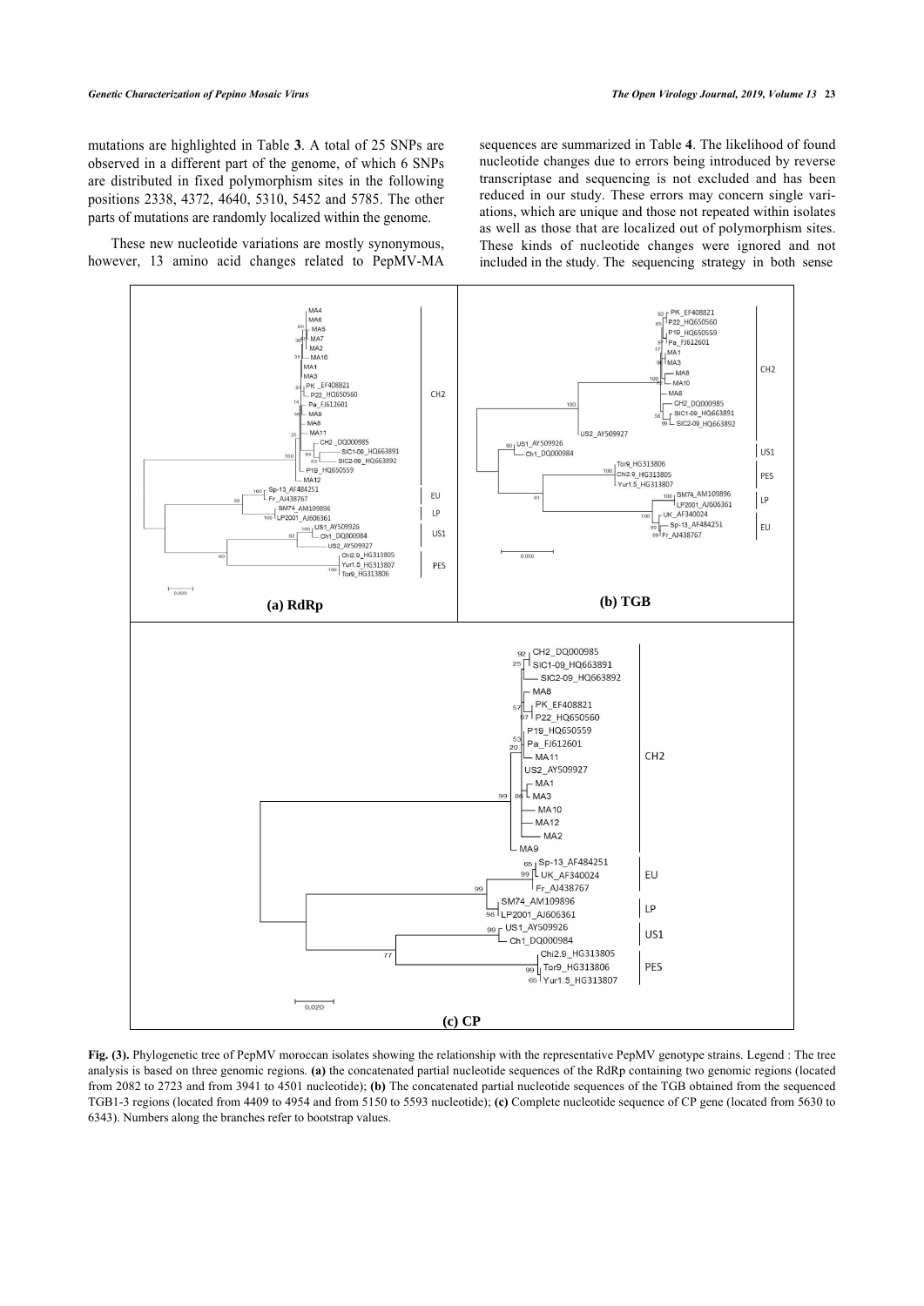mutations are highlighted in Table **3**. A total of 25 SNPs are observed in a different part of the genome, of which 6 SNPs are distributed in fixed polymorphism sites in the following positions 2338, 4372, 4640, 5310, 5452 and 5785. The other parts of mutations are randomly localized within the genome.

These new nucleotide variations are mostly synonymous, however, 13 amino acid changes related to PepMV-MA sequences are summarized in Table **4**. The likelihood of found nucleotide changes due to errors being introduced by reverse transcriptase and sequencing is not excluded and has been reduced in our study. These errors may concern single variations, which are unique and those not repeated within isolates as well as those that are localized out of polymorphism sites. These kinds of nucleotide changes were ignored and not included in the study. The sequencing strategy in both sense

**Fig. (3).** Phylogenetic tree of PepMV moroccan isolates showing the relationship with the representative PepMV genotype strains. Legend : The tree analysis is based on three genomic regions. **(a)** the concatenated partial nucleotide sequences of the RdRp containing two genomic regions (located from 2082 to 2723 and from 3941 to 4501 nucleotide); **(b)** The concatenated partial nucleotide sequences of the TGB obtained from the sequenced TGB1-3 regions (located from 4409 to 4954 and from 5150 to 5593 nucleotide); **(c)** Complete nucleotide sequence of CP gene (located from 5630 to 6343). Numbers along the branches refer to bootstrap values.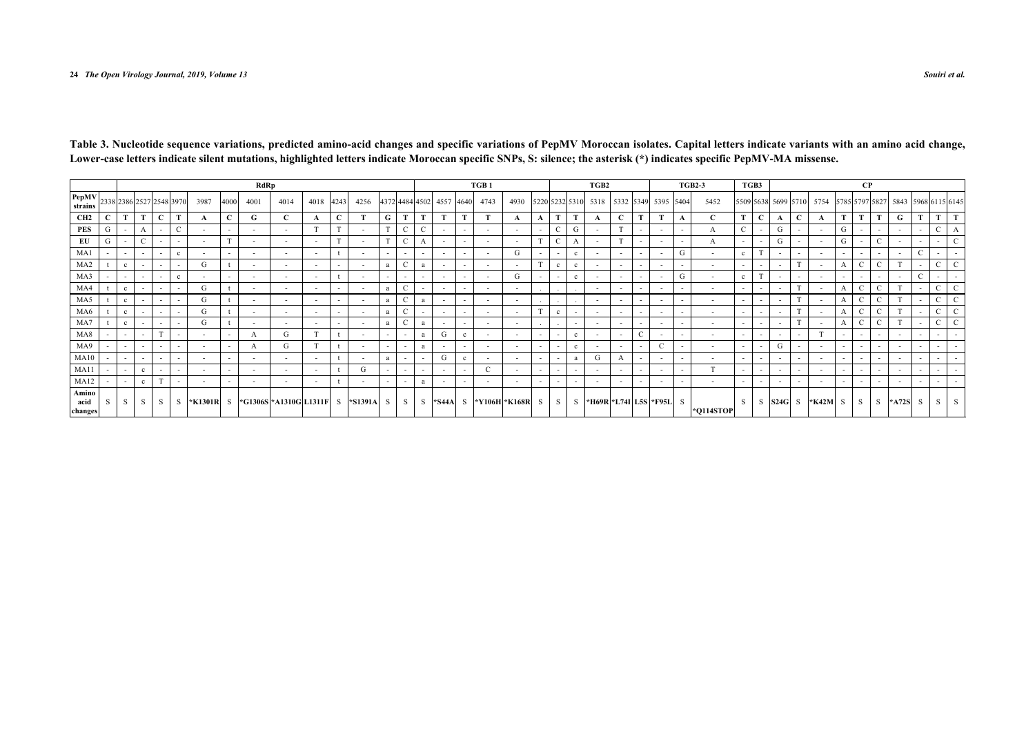**Table 3. Nucleotide sequence variations, predicted amino-acid changes and specific variations of PepMV Moroccan isolates. Capital letters indicate variants with an amino acid change, Lower-case letters indicate silent mutations, highlighted letters indicate Moroccan specific SNPs, S: silence; the asterisk (*) indicates specific PepMV-MA missense.**

| | RdRp | | | | | | | | | | | | | | TGB1 | | | | | TGB2 | | | | | | | | TGB2-3 | TGB3 | | CP | | | | | | | | | |
|---|---|---|---|---|---|---|---|---|---|---|---|---|---|---|---|---|---|---|---|---|---|---|---|---|---|---|---|---|---|---|---|---|---|---|---|---|---|---|---|---|
| PepMV strains | 2338 | 2386 | 2527 | 2548 | 3970 | 3987 | 4000 | 4001 | 4014 | 4018 | 4243 | 4256 | 4372 | 4484 | 4502 | 4557 | 4640 | 4743 | 4930 | 5220 | 5232 | 5310 | 5318 | 5332 | 5349 | 5395 | 5404 | 5452 | 5509 | 5638 | 5699 | 5710 | 5754 | 5785 | 5797 | 5827 | 5843 | 5968 | 6115 | 6145 |
| CH2 | C | T | T | C | T | A | C | G | C | A | C | T | G | T | T | T | T | T | A | A | T | T | A | C | T | T | A | C | T | C | A | C | A | T | T | T | G | T | T | T |
| PES | G | - | A | - | C | - | - | - | - | T | T | - | T | C | C | - | - | - | - | - | C | G | - | T | - | - | - | A | C | - | G | - | - | G | - | - | - | - | C | A |
| EU | G | - | C | - | - | - | T | - | - | - | T | - | T | C | A | - | - | - | - | T | C | A | - | T | - | - | - | A | - | - | G | - | - | G | - | C | - | - | - | C |
| MA1 | - | - | - | - | c | - | - | - | - | - | t | - | - | - | - | - | - | - | G | - | - | c | - | - | - | - | G | - | c | T | - | - | - | - | - | - | - | C | - | - |
| MA2 | t | c | - | - | - | G | t | - | - | - | - | - | a | C | a | - | - | - | - | T | c | c | - | - | - | - | - | - | - | - | - | T | - | A | C | C | T | - | C | C |
| MA3 | - | - | - | - | c | - | - | - | - | - | t | - | - | - | - | - | - | - | G | - | - | c | - | - | - | - | G | - | c | T | - | - | - | - | - | - | - | C | - | - |
| MA4 | t | c | - | - | - | G | t | - | - | - | - | - | a | C | - | - | - | - | - | . | . | . | - | - | - | - | - | - | - | - | - | T | - | A | C | C | T | - | C | C |
| MA5 | t | c | - | - | - | G | t | - | - | - | - | - | a | C | a | - | - | - | - | . | . | . | - | - | - | - | - | - | - | - | - | T | - | A | C | C | T | - | C | C |
| MA6 | t | c | - | - | - | G | t | - | - | - | - | - | a | C | - | - | - | - | - | T | c | - | - | - | - | - | - | - | - | - | - | T | - | A | C | C | T | - | C | C |
| MA7 | t | c | - | - | - | G | t | - | - | - | - | - | a | C | a | - | - | - | - | . | . | - | - | - | - | - | - | - | - | - | - | T | - | A | C | C | T | - | C | C |
| MA8 | - | - | - | T | - | - | - | A | G | T | t | - | - | - | a | G | c | - | - | - | - | c | - | - | C | - | - | - | - | - | - | - | T | - | - | - | - | - | - | - |
| MA9 | - | - | - | - | - | - | - | A | G | T | t | - | - | - | a | - | - | - | - | - | - | c | - | - | - | C | - | - | - | - | G | - | - | - | - | - | - | - | - | - |
| MA10 | - | - | - | - | - | - | - | - | - | - | t | - | a | - | - | G | c | - | - | - | - | a | G | A | - | - | - | - | - | - | - | - | - | - | - | - | - | - | - | - |
| MA11 | - | - | c | - | - | - | - | - | - | - | t | G | - | - | - | - | - | C | - | - | - | - | - | - | - | - | - | T | - | - | - | - | - | - | - | - | - | - | - | - |
| MA12 | - | - | c | T | - | - | - | - | - | - | t | - | - | - | a | - | - | - | - | - | - | - | - | - | - | - | - | - | - | - | - | - | - | - | - | - | - | - | - | - |
| Amino acid changes | S | S | S | S | S | *K1301R | S | *G1306S | *A1310G | L1311F | S | *S1391A | S | S | S | *S44A | S | *Y106H | *K168R | S | S | S | *H69R | *L74I | L5S | *F95L | S | *Q114STOP | S | S | *S24G | S | *K42M | S | S | S | *A72S | S | S | S |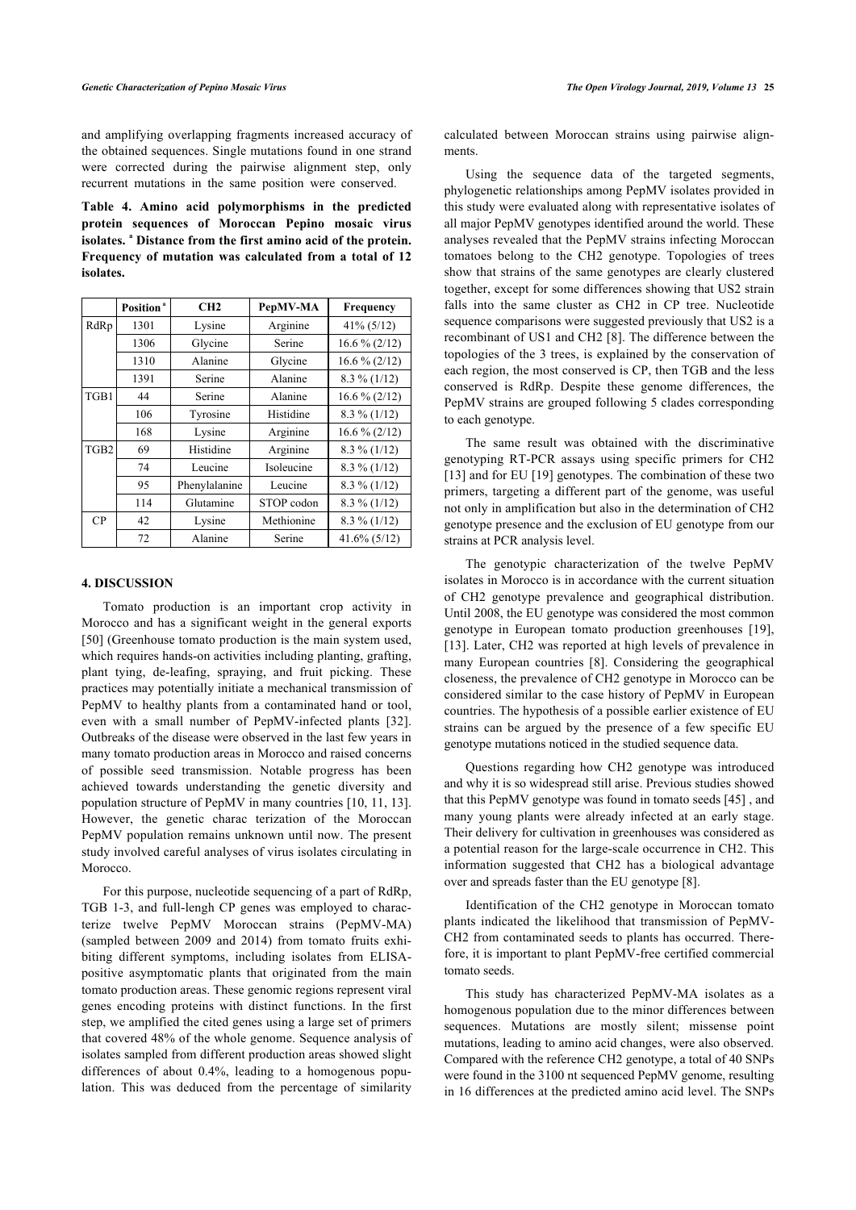and amplifying overlapping fragments increased accuracy of the obtained sequences. Single mutations found in one strand were corrected during the pairwise alignment step, only recurrent mutations in the same position were conserved.

**Table 4. Amino acid polymorphisms in the predicted protein sequences of Moroccan Pepino mosaic virus isolates. [a] Distance from the first amino acid of the protein. Frequency of mutation was calculated from a total of 12 isolates.**

| | Position [a] | CH2 | PepMV-MA | Frequency |
|---|---|---|---|---|
| RdRp | 1301 | Lysine | Arginine | 41% (5/12) |
| | 1306 | Glycine | Serine | 16.6 % (2/12) |
| | 1310 | Alanine | Glycine | 16.6 % (2/12) |
| | 1391 | Serine | Alanine | 8.3 % (1/12) |
| TGB1 | 44 | Serine | Alanine | 16.6 % (2/12) |
| | 106 | Tyrosine | Histidine | 8.3 % (1/12) |
| | 168 | Lysine | Arginine | 16.6 % (2/12) |
| TGB2 | 69 | Histidine | Arginine | 8.3 % (1/12) |
| | 74 | Leucine | Isoleucine | 8.3 % (1/12) |
| | 95 | Phenylalanine | Leucine | 8.3 % (1/12) |
| | 114 | Glutamine | STOP codon | 8.3 % (1/12) |
| CP | 42 | Lysine | Methionine | 8.3 % (1/12) |
| | 72 | Alanine | Serine | 41.6% (5/12) |

## 4. DISCUSSION

Tomato production is an important crop activity in Morocco and has a significant weight in the general exports [50] (Greenhouse tomato production is the main system used, which requires hands-on activities including planting, grafting, plant tying, de-leafing, spraying, and fruit picking. These practices may potentially initiate a mechanical transmission of PepMV to healthy plants from a contaminated hand or tool, even with a small number of PepMV-infected plants [32]. Outbreaks of the disease were observed in the last few years in many tomato production areas in Morocco and raised concerns of possible seed transmission. Notable progress has been achieved towards understanding the genetic diversity and population structure of PepMV in many countries [10, 11, 13]. However, the genetic charac terization of the Moroccan PepMV population remains unknown until now. The present study involved careful analyses of virus isolates circulating in Morocco.

For this purpose, nucleotide sequencing of a part of RdRp, TGB 1-3, and full-lengh CP genes was employed to characterize twelve PepMV Moroccan strains (PepMV-MA) (sampled between 2009 and 2014) from tomato fruits exhibiting different symptoms, including isolates from ELISA-positive asymptomatic plants that originated from the main tomato production areas. These genomic regions represent viral genes encoding proteins with distinct functions. In the first step, we amplified the cited genes using a large set of primers that covered 48% of the whole genome. Sequence analysis of isolates sampled from different production areas showed slight differences of about 0.4%, leading to a homogenous population. This was deduced from the percentage of similarity calculated between Moroccan strains using pairwise alignments.

Using the sequence data of the targeted segments, phylogenetic relationships among PepMV isolates provided in this study were evaluated along with representative isolates of all major PepMV genotypes identified around the world. These analyses revealed that the PepMV strains infecting Moroccan tomatoes belong to the CH2 genotype. Topologies of trees show that strains of the same genotypes are clearly clustered together, except for some differences showing that US2 strain falls into the same cluster as CH2 in CP tree. Nucleotide sequence comparisons were suggested previously that US2 is a recombinant of US1 and CH2 [8]. The difference between the topologies of the 3 trees, is explained by the conservation of each region, the most conserved is CP, then TGB and the less conserved is RdRp. Despite these genome differences, the PepMV strains are grouped following 5 clades corresponding to each genotype.

The same result was obtained with the discriminative genotyping RT-PCR assays using specific primers for CH2 [13] and for EU [19] genotypes. The combination of these two primers, targeting a different part of the genome, was useful not only in amplification but also in the determination of CH2 genotype presence and the exclusion of EU genotype from our strains at PCR analysis level.

The genotypic characterization of the twelve PepMV isolates in Morocco is in accordance with the current situation of CH2 genotype prevalence and geographical distribution. Until 2008, the EU genotype was considered the most common genotype in European tomato production greenhouses [19], [13]. Later, CH2 was reported at high levels of prevalence in many European countries [8]. Considering the geographical closeness, the prevalence of CH2 genotype in Morocco can be considered similar to the case history of PepMV in European countries. The hypothesis of a possible earlier existence of EU strains can be argued by the presence of a few specific EU genotype mutations noticed in the studied sequence data.

Questions regarding how CH2 genotype was introduced and why it is so widespread still arise. Previous studies showed that this PepMV genotype was found in tomato seeds [45] , and many young plants were already infected at an early stage. Their delivery for cultivation in greenhouses was considered as a potential reason for the large-scale occurrence in CH2. This information suggested that CH2 has a biological advantage over and spreads faster than the EU genotype [8].

Identification of the CH2 genotype in Moroccan tomato plants indicated the likelihood that transmission of PepMV-CH2 from contaminated seeds to plants has occurred. Therefore, it is important to plant PepMV-free certified commercial tomato seeds.

This study has characterized PepMV-MA isolates as a homogenous population due to the minor differences between sequences. Mutations are mostly silent; missense point mutations, leading to amino acid changes, were also observed. Compared with the reference CH2 genotype, a total of 40 SNPs were found in the 3100 nt sequenced PepMV genome, resulting in 16 differences at the predicted amino acid level. The SNPs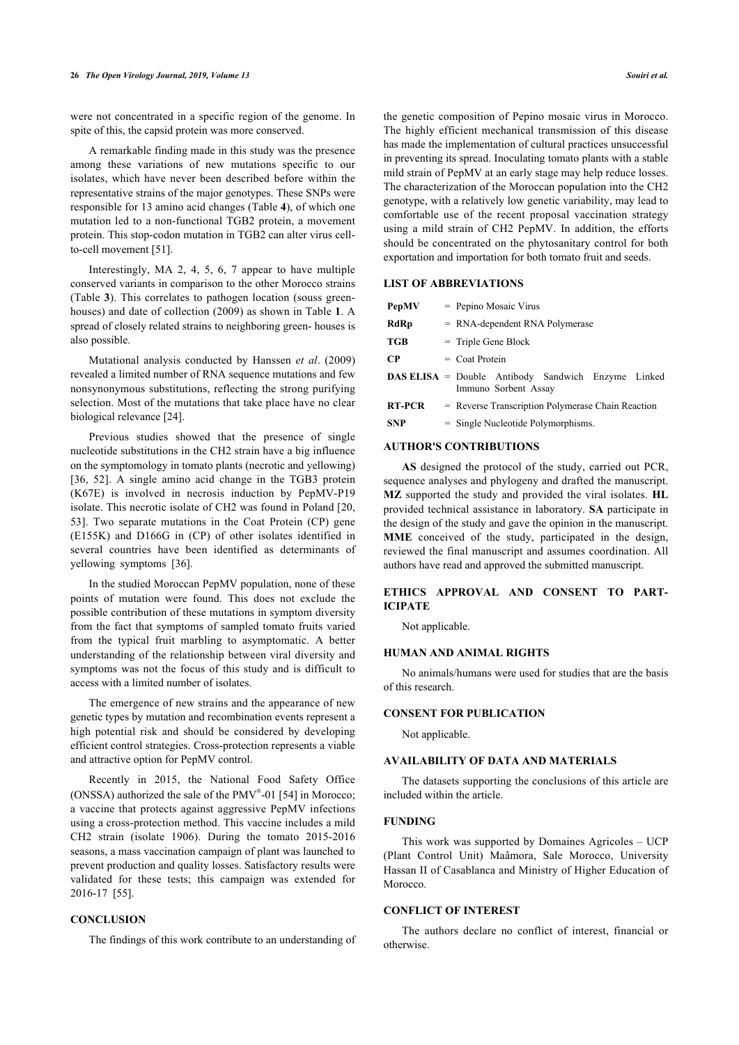were not concentrated in a specific region of the genome. In spite of this, the capsid protein was more conserved.

A remarkable finding made in this study was the presence among these variations of new mutations specific to our isolates, which have never been described before within the representative strains of the major genotypes. These SNPs were responsible for 13 amino acid changes (Table **4**), of which one mutation led to a non-functional TGB2 protein, a movement protein. This stop-codon mutation in TGB2 can alter virus cell-to-cell movement [51].

Interestingly, MA 2, 4, 5, 6, 7 appear to have multiple conserved variants in comparison to the other Morocco strains (Table **3**). This correlates to pathogen location (souss green-houses) and date of collection (2009) as shown in Table **1**. A spread of closely related strains to neighboring green- houses is also possible.

Mutational analysis conducted by Hanssen *et al*. (2009) revealed a limited number of RNA sequence mutations and few nonsynonymous substitutions, reflecting the strong purifying selection. Most of the mutations that take place have no clear biological relevance [24].

Previous studies showed that the presence of single nucleotide substitutions in the CH2 strain have a big influence on the symptomology in tomato plants (necrotic and yellowing) [36, 52]. A single amino acid change in the TGB3 protein (K67E) is involved in necrosis induction by PepMV-P19 isolate. This necrotic isolate of CH2 was found in Poland [20, 53]. Two separate mutations in the Coat Protein (CP) gene (E155K) and D166G in (CP) of other isolates identified in several countries have been identified as determinants of yellowing symptoms [36].

In the studied Moroccan PepMV population, none of these points of mutation were found. This does not exclude the possible contribution of these mutations in symptom diversity from the fact that symptoms of sampled tomato fruits varied from the typical fruit marbling to asymptomatic. A better understanding of the relationship between viral diversity and symptoms was not the focus of this study and is difficult to access with a limited number of isolates.

The emergence of new strains and the appearance of new genetic types by mutation and recombination events represent a high potential risk and should be considered by developing efficient control strategies. Cross-protection represents a viable and attractive option for PepMV control.

Recently in 2015, the National Food Safety Office (ONSSA) authorized the sale of the PMV®-01 [54] in Morocco; a vaccine that protects against aggressive PepMV infections using a cross-protection method. This vaccine includes a mild CH2 strain (isolate 1906). During the tomato 2015-2016 seasons, a mass vaccination campaign of plant was launched to prevent production and quality losses. Satisfactory results were validated for these tests; this campaign was extended for 2016-17 [55].

## CONCLUSION

The findings of this work contribute to an understanding of the genetic composition of Pepino mosaic virus in Morocco. The highly efficient mechanical transmission of this disease has made the implementation of cultural practices unsuccessful in preventing its spread. Inoculating tomato plants with a stable mild strain of PepMV at an early stage may help reduce losses. The characterization of the Moroccan population into the CH2 genotype, with a relatively low genetic variability, may lead to comfortable use of the recent proposal vaccination strategy using a mild strain of CH2 PepMV. In addition, the efforts should be concentrated on the phytosanitary control for both exportation and importation for both tomato fruit and seeds.

## LIST OF ABBREVIATIONS

| | |
|---|---|
| **PepMV** | = Pepino Mosaic Virus |
| **RdRp** | = RNA-dependent RNA Polymerase |
| **TGB** | = Triple Gene Block |
| **CP** | = Coat Protein |
| **DAS ELISA** | = Double Antibody Sandwich Enzyme Linked Immuno Sorbent Assay |
| **RT-PCR** | = Reverse Transcription Polymerase Chain Reaction |
| **SNP** | = Single Nucleotide Polymorphisms. |

## AUTHOR'S CONTRIBUTIONS

**AS** designed the protocol of the study, carried out PCR, sequence analyses and phylogeny and drafted the manuscript. **MZ** supported the study and provided the viral isolates. **HL** provided technical assistance in laboratory. **SA** participate in the design of the study and gave the opinion in the manuscript. **MME** conceived of the study, participated in the design, reviewed the final manuscript and assumes coordination. All authors have read and approved the submitted manuscript.

## ETHICS APPROVAL AND CONSENT TO PARTICIPATE

Not applicable.

## HUMAN AND ANIMAL RIGHTS

No animals/humans were used for studies that are the basis of this research.

## CONSENT FOR PUBLICATION

Not applicable.

## AVAILABILITY OF DATA AND MATERIALS

The datasets supporting the conclusions of this article are included within the article.

## FUNDING

This work was supported by Domaines Agricoles – UCP (Plant Control Unit) Maâmora, Sale Morocco, University Hassan II of Casablanca and Ministry of Higher Education of Morocco.

## CONFLICT OF INTEREST

The authors declare no conflict of interest, financial or otherwise.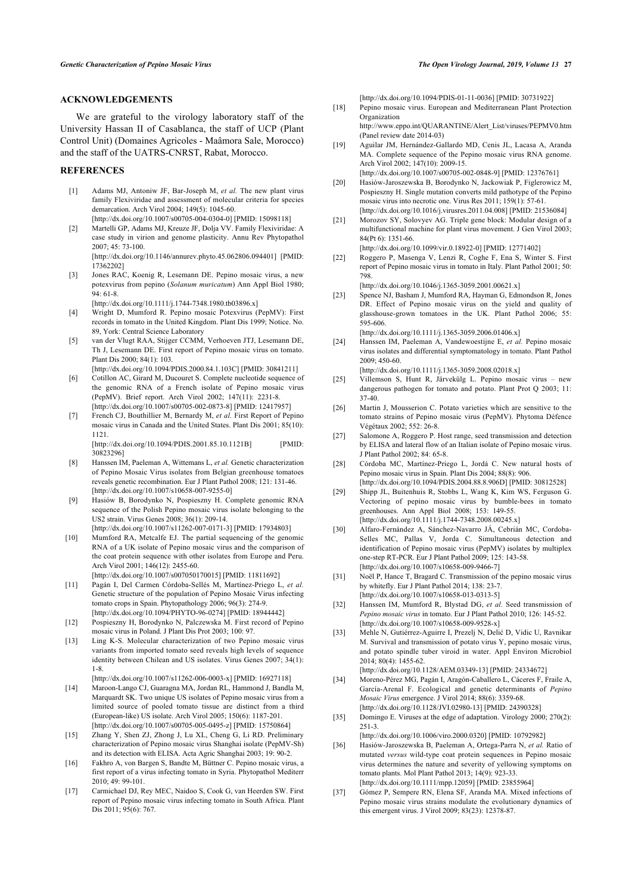## ACKNOWLEDGEMENTS

We are grateful to the virology laboratory staff of the University Hassan II of Casablanca, the staff of UCP (Plant Control Unit) (Domaines Agricoles - Maâmora Sale, Morocco) and the staff of the UATRS-CNRST, Rabat, Morocco.

## REFERENCES

[1] Adams MJ, Antoniw JF, Bar-Joseph M, *et al.* The new plant virus family Flexiviridae and assessment of molecular criteria for species demarcation. Arch Virol 2004; 149(5): 1045-60. [http://dx.doi.org/10.1007/s00705-004-0304-0] [PMID: 15098118]

[2] Martelli GP, Adams MJ, Kreuze JF, Dolja VV. Family Flexiviridae: A case study in virion and genome plasticity. Annu Rev Phytopathol 2007; 45: 73-100. [http://dx.doi.org/10.1146/annurev.phyto.45.062806.094401] [PMID: 17362202]

[3] Jones RAC, Koenig R, Lesemann DE. Pepino mosaic virus, a new potexvirus from pepino (*Solanum muricatum*) Ann Appl Biol 1980; 94: 61-8. [http://dx.doi.org/10.1111/j.1744-7348.1980.tb03896.x]

[4] Wright D, Mumford R. Pepino mosaic Potexvirus (PepMV): First records in tomato in the United Kingdom. Plant Dis 1999; Notice. No. 89, York: Central Science Laboratory

[5] van der Vlugt RAA, Stijger CCMM, Verhoeven JTJ, Lesemann DE, Th J, Lesemann DE. First report of Pepino mosaic virus on tomato. Plant Dis 2000; 84(1): 103. [http://dx.doi.org/10.1094/PDIS.2000.84.1.103C] [PMID: 30841211]

[6] Cotillon AC, Girard M, Ducouret S. Complete nucleotide sequence of the genomic RNA of a French isolate of Pepino mosaic virus (PepMV). Brief report. Arch Virol 2002; 147(11): 2231-8. [http://dx.doi.org/10.1007/s00705-002-0873-8] [PMID: 12417957]

[7] French CJ, Bouthillier M, Bernardy M, *et al.* First Report of Pepino mosaic virus in Canada and the United States. Plant Dis 2001; 85(10): 1121. [http://dx.doi.org/10.1094/PDIS.2001.85.10.1121B] [PMID: 30823296]

[8] Hanssen IM, Paeleman A, Wittemans L, *et al.* Genetic characterization of Pepino Mosaic Virus isolates from Belgian greenhouse tomatoes reveals genetic recombination. Eur J Plant Pathol 2008; 121: 131-46. [http://dx.doi.org/10.1007/s10658-007-9255-0]

[9] Hasiów B, Borodynko N, Pospieszny H. Complete genomic RNA sequence of the Polish Pepino mosaic virus isolate belonging to the US2 strain. Virus Genes 2008; 36(1): 209-14. [http://dx.doi.org/10.1007/s11262-007-0171-3] [PMID: 17934803]

[10] Mumford RA, Metcalfe EJ. The partial sequencing of the genomic RNA of a UK isolate of Pepino mosaic virus and the comparison of the coat protein sequence with other isolates from Europe and Peru. Arch Virol 2001; 146(12): 2455-60. [http://dx.doi.org/10.1007/s007050170015] [PMID: 11811692]

[11] Pagán I, Del Carmen Córdoba-Sellés M, Martínez-Priego L, *et al.* Genetic structure of the population of Pepino Mosaic Virus infecting tomato crops in Spain. Phytopathology 2006; 96(3): 274-9. [http://dx.doi.org/10.1094/PHYTO-96-0274] [PMID: 18944442]

[12] Pospieszny H, Borodynko N, Palczewska M. First record of Pepino mosaic virus in Poland. J Plant Dis Prot 2003; 100: 97.

[13] Ling K-S. Molecular characterization of two Pepino mosaic virus variants from imported tomato seed reveals high levels of sequence identity between Chilean and US isolates. Virus Genes 2007; 34(1): 1-8. [http://dx.doi.org/10.1007/s11262-006-0003-x] [PMID: 16927118]

[14] Maroon-Lango CJ, Guaragna MA, Jordan RL, Hammond J, Bandla M, Marquardt SK. Two unique US isolates of Pepino mosaic virus from a limited source of pooled tomato tissue are distinct from a third (European-like) US isolate. Arch Virol 2005; 150(6): 1187-201. [http://dx.doi.org/10.1007/s00705-005-0495-z] [PMID: 15750864]

[15] Zhang Y, Shen ZJ, Zhong J, Lu XL, Cheng G, Li RD. Preliminary characterization of Pepino mosaic virus Shanghai isolate (PepMV-Sh) and its detection with ELISA. Acta Agric Shanghai 2003; 19: 90-2.

[16] Fakhro A, von Bargen S, Bandte M, Büttner C. Pepino mosaic virus, a first report of a virus infecting tomato in Syria. Phytopathol Mediterr 2010; 49: 99-101.

[17] Carmichael DJ, Rey MEC, Naidoo S, Cook G, van Heerden SW. First report of Pepino mosaic virus infecting tomato in South Africa. Plant Dis 2011; 95(6): 767. [http://dx.doi.org/10.1094/PDIS-01-11-0036] [PMID: 30731922]

[18] Pepino mosaic virus. European and Mediterranean Plant Protection Organization http://www.eppo.int/QUARANTINE/Alert_List/viruses/PEPMV0.htm (Panel review date 2014-03)

[19] Aguilar JM, Hernández-Gallardo MD, Cenis JL, Lacasa A, Aranda MA. Complete sequence of the Pepino mosaic virus RNA genome. Arch Virol 2002; 147(10): 2009-15. [http://dx.doi.org/10.1007/s00705-002-0848-9] [PMID: 12376761]

[20] Hasiów-Jaroszewska B, Borodynko N, Jackowiak P, Figlerowicz M, Pospieszny H. Single mutation converts mild pathotype of the Pepino mosaic virus into necrotic one. Virus Res 2011; 159(1): 57-61. [http://dx.doi.org/10.1016/j.virusres.2011.04.008] [PMID: 21536084]

[21] Morozov SY, Solovyev AG. Triple gene block: Modular design of a multifunctional machine for plant virus movement. J Gen Virol 2003; 84(Pt 6): 1351-66. [http://dx.doi.org/10.1099/vir.0.18922-0] [PMID: 12771402]

[22] Roggero P, Masenga V, Lenzi R, Coghe F, Ena S, Winter S. First report of Pepino mosaic virus in tomato in Italy. Plant Pathol 2001; 50: 798. [http://dx.doi.org/10.1046/j.1365-3059.2001.00621.x]

[23] Spence NJ, Basham J, Mumford RA, Hayman G, Edmondson R, Jones DR. Effect of Pepino mosaic virus on the yield and quality of glasshouse-grown tomatoes in the UK. Plant Pathol 2006; 55: 595-606. [http://dx.doi.org/10.1111/j.1365-3059.2006.01406.x]

[24] Hanssen IM, Paeleman A, Vandewoestijne E, *et al.* Pepino mosaic virus isolates and differential symptomatology in tomato. Plant Pathol 2009; 450-60. [http://dx.doi.org/10.1111/j.1365-3059.2008.02018.x]

[25] Villemson S, Hunt R, Järvekülg L. Pepino mosaic virus – new dangerous pathogen for tomato and potato. Plant Prot Q 2003; 11: 37-40.

[26] Martin J, Mousserion C. Potato varieties which are sensitive to the tomato strains of Pepino mosaic virus (PepMV). Phytoma Défence Végétaux 2002; 552: 26-8.

[27] Salomone A, Roggero P. Host range, seed transmission and detection by ELISA and lateral flow of an Italian isolate of Pepino mosaic virus. J Plant Pathol 2002; 84: 65-8.

[28] Córdoba MC, Martínez-Priego L, Jordá C. New natural hosts of Pepino mosaic virus in Spain. Plant Dis 2004; 88(8): 906. [http://dx.doi.org/10.1094/PDIS.2004.88.8.906D] [PMID: 30812528]

[29] Shipp JL, Buitenhuis R, Stobbs L, Wang K, Kim WS, Ferguson G. Vectoring of pepino mosaic virus by bumble-bees in tomato greenhouses. Ann Appl Biol 2008; 153: 149-55. [http://dx.doi.org/10.1111/j.1744-7348.2008.00245.x]

[30] Alfaro-Fernández A, Sánchez-Navarro JÁ, Cebrián MC, Cordoba-Selles MC, Pallas V, Jorda C. Simultaneous detection and identification of Pepino mosaic virus (PepMV) isolates by multiplex one-step RT-PCR. Eur J Plant Pathol 2009; 125: 143-58. [http://dx.doi.org/10.1007/s10658-009-9466-7]

[31] Noël P, Hance T, Bragard C. Transmission of the pepino mosaic virus by whitefly. Eur J Plant Pathol 2014; 138: 23-7. [http://dx.doi.org/10.1007/s10658-013-0313-5]

[32] Hanssen IM, Mumford R, Blystad DG, *et al.* Seed transmission of *Pepino mosaic virus* in tomato. Eur J Plant Pathol 2010; 126: 145-52. [http://dx.doi.org/10.1007/s10658-009-9528-x]

[33] Mehle N, Gutiérrez-Aguirre I, Prezelj N, Delić D, Vidic U, Ravnikar M. Survival and transmission of potato virus Y, pepino mosaic virus, and potato spindle tuber viroid in water. Appl Environ Microbiol 2014; 80(4): 1455-62. [http://dx.doi.org/10.1128/AEM.03349-13] [PMID: 24334672]

[34] Moreno-Pérez MG, Pagán I, Aragón-Caballero L, Cáceres F, Fraile A, García-Arenal F. Ecological and genetic determinants of *Pepino Mosaic Virus* emergence. J Virol 2014; 88(6): 3359-68. [http://dx.doi.org/10.1128/JVI.02980-13] [PMID: 24390328]

[35] Domingo E. Viruses at the edge of adaptation. Virology 2000; 270(2): 251-3. [http://dx.doi.org/10.1006/viro.2000.0320] [PMID: 10792982]

[36] Hasiów-Jaroszewska B, Paeleman A, Ortega-Parra N, *et al.* Ratio of mutated *versus* wild-type coat protein sequences in Pepino mosaic virus determines the nature and severity of yellowing symptoms on tomato plants. Mol Plant Pathol 2013; 14(9): 923-33. [http://dx.doi.org/10.1111/mpp.12059] [PMID: 23855964]

[37] Gómez P, Sempere RN, Elena SF, Aranda MA. Mixed infections of Pepino mosaic virus strains modulate the evolutionary dynamics of this emergent virus. J Virol 2009; 83(23): 12378-87.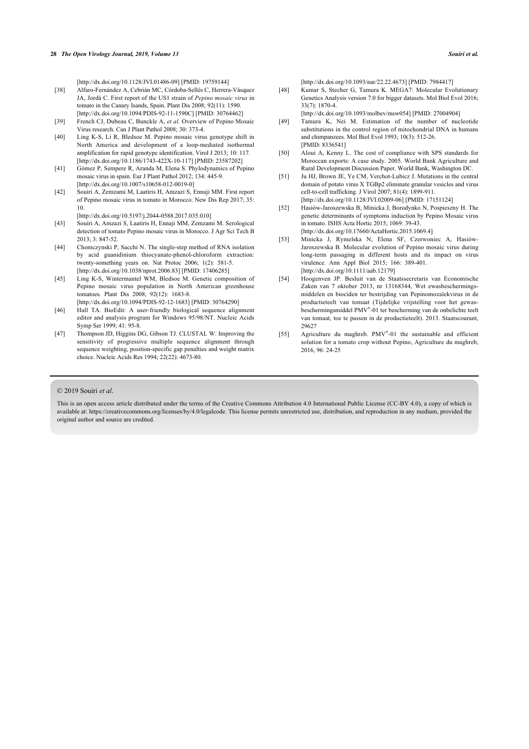[http://dx.doi.org/10.1128/JVI.01486-09] [PMID: 19759144]

[38] Alfaro-Fernández A, Cebrián MC, Córdoba-Sellés C, Herrera-Vásquez JA, Jordá C. First report of the US1 strain of *Pepino mosaic virus* in tomato in the Canary Isands, Spain. Plant Dis 2008; 92(11): 1590. [http://dx.doi.org/10.1094/PDIS-92-11-1590C] [PMID: 30764462]

[39] French CJ, Dubeau C, Bunckle A, *et al.* Overview of Pepino Mosaic Virus research. Can J Plant Pathol 2008; 30: 373-4.

[40] Ling K-S, Li R, Bledsoe M. Pepino mosaic virus genotype shift in North America and development of a loop-mediated isothermal amplification for rapid genotype identification. Virol J 2013; 10: 117. [http://dx.doi.org/10.1186/1743-422X-10-117] [PMID: 23587202]

[41] Gómez P, Sempere R, Aranda M, Elena S. Phylodynamics of Pepino mosaic virus in spain. Eur J Plant Pathol 2012; 134: 445-9. [http://dx.doi.org/10.1007/s10658-012-0019-0]

[42] Souiri A, Zemzami M, Laatiris H, Amzazi S, Ennaji MM. First report of Pepino mosaic virus in tomato in Morocco. New Dis Rep 2017; 35: 10.
[http://dx.doi.org/10.5197/j.2044-0588.2017.035.010]

[43] Souiri A, Amzazi S, Laatiris H, Ennaji MM, Zemzami M. Serological detection of tomato Pepino mosaic virus in Morocco. J Agr Sci Tech B 2013; 3: 847-52.

[44] Chomczynski P, Sacchi N. The single-step method of RNA isolation by acid guanidinium thiocyanate-phenol-chloroform extraction: twenty-something years on. Nat Protoc 2006; 1(2): 581-5. [http://dx.doi.org/10.1038/nprot.2006.83] [PMID: 17406285]

[45] Ling K-S, Wintermantel WM, Bledsoe M. Genetic composition of Pepino mosaic virus population in North American greenhouse tomatoes. Plant Dis 2008; 92(12): 1683-8.
[http://dx.doi.org/10.1094/PDIS-92-12-1683] [PMID: 30764290]

[46] Hall TA. BioEdit: A user-friendly biological sequence alignment editor and analysis program for Windows 95/98/NT. Nucleic Acids Symp Ser 1999; 41: 95-8.

[47] Thompson JD, Higgins DG, Gibson TJ. CLUSTAL W: Improving the sensitivity of progressive multiple sequence alignment through sequence weighting, position-specific gap penalties and weight matrix choice. Nucleic Acids Res 1994; 22(22): 4673-80.
[http://dx.doi.org/10.1093/nar/22.22.4673] [PMID: 7984417]

[48] Kumar S, Stecher G, Tamura K. MEGA7: Molecular Evolutionary Genetics Analysis version 7.0 for bigger datasets. Mol Biol Evol 2016; 33(7): 1870-4.
[http://dx.doi.org/10.1093/molbev/msw054] [PMID: 27004904]

[49] Tamura K, Nei M. Estimation of the number of nucleotide substitutions in the control region of mitochondrial DNA in humans and chimpanzees. Mol Biol Evol 1993; 10(3): 512-26.
[PMID: 8336541]

[50] Aloui A, Kenny L. The cost of compliance with SPS standards for Moroccan exports: A case study. 2005. World Bank Agriculture and Rural Development Discussion Paper. World Bank, Washington DC.

[51] Ju HJ, Brown JE, Ye CM, Verchot-Lubicz J. Mutations in the central domain of potato virus X TGBp2 eliminate granular vesicles and virus cell-to-cell trafficking. J Virol 2007; 81(4): 1899-911.
[http://dx.doi.org/10.1128/JVI.02009-06] [PMID: 17151124]

[52] Hasiów-Jaroszewska B, Minicka J, Borodynko N, Pospieszny H. The genetic determinants of symptoms induction by Pepino Mosaic virus in tomato. ISHS Acta Hortic 2015; 1069: 39-43.
[http://dx.doi.org/10.17660/ActaHortic.2015.1069.4]

[53] Minicka J, Rymelska N, Elena SF, Czerwoniec A, Hasiów-Jaroszewska B. Molecular evolution of Pepino mosaic virus during long-term passaging in different hosts and its impact on virus virulence. Ann Appl Biol 2015; 166: 389-401.
[http://dx.doi.org/10.1111/aab.12179]

[54] Hoogenven JP. Besluit van de Staatssecretaris van Economische Zaken van 7 oktober 2013, nr 13168344, Wet ewasbeschermings-middelen en biociden ter bestrijding van Pepinomozaïekvirus in de productieteelt van tomaat (Tijdelijke vrijstelling voor het gewas-beschermingsmiddel PMV®-01 ter bescherming van de onbelichte teelt van tomaat, toe te passen in de productieteelt). 2013. Staatscourant, 29627

[55] Agriculture du maghreb. PMV®-01 the sustainable and efficient solution for a tomato crop without Pepino, Agriculture du maghreb, 2016, 96: 24-25

© 2019 Souiri *et al*.

This is an open access article distributed under the terms of the Creative Commons Attribution 4.0 International Public License (CC-BY 4.0), a copy of which is available at: https://creativecommons.org/licenses/by/4.0/legalcode. This license permits unrestricted use, distribution, and reproduction in any medium, provided the original author and source are credited.